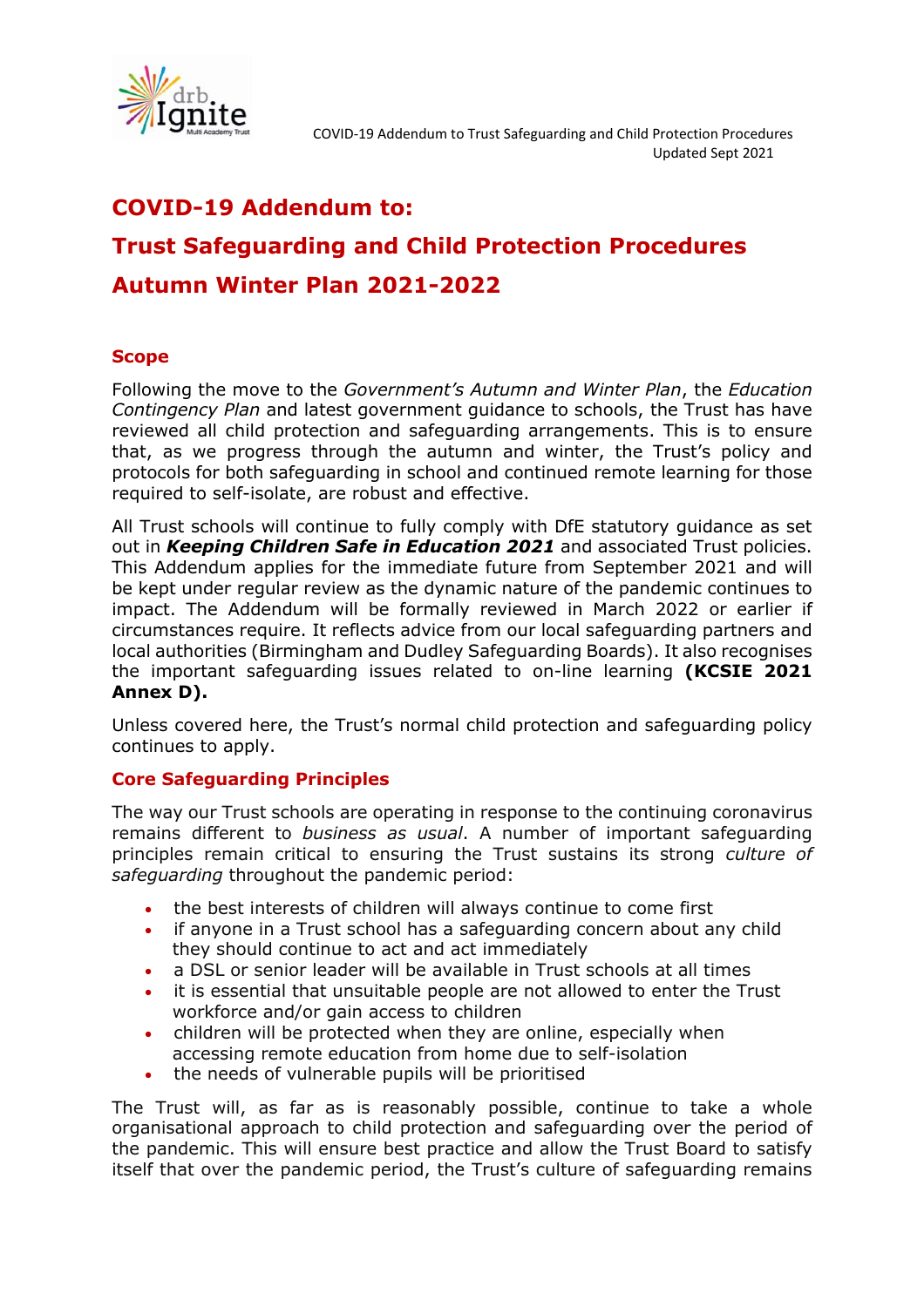# COVID-19 Addendum to:

# Trust Safeguarding and Child Protection Procedures

# Autumn Winter Plan 2021-2022

## Scope

Following the move to the *Government's Autumn and Winter Plan*, the *Education Contingency Plan* and latest government guidance to schools, the Trust has have reviewed all child protection and safeguarding arrangements. This is to ensure that, as we progress through the autumn and winter, the Trust's policy and protocols for both safeguarding in school and continued remote learning for those required to self-isolate, are robust and effective.

All Trust schools will continue to fully comply with DfE statutory guidance as set out in ***Keeping Children Safe in Education 2021*** and associated Trust policies. This Addendum applies for the immediate future from September 2021 and will be kept under regular review as the dynamic nature of the pandemic continues to impact. The Addendum will be formally reviewed in March 2022 or earlier if circumstances require. It reflects advice from our local safeguarding partners and local authorities (Birmingham and Dudley Safeguarding Boards). It also recognises the important safeguarding issues related to on-line learning **(KCSIE 2021 Annex D).**

Unless covered here, the Trust's normal child protection and safeguarding policy continues to apply.

## Core Safeguarding Principles

The way our Trust schools are operating in response to the continuing coronavirus remains different to *business as usual*. A number of important safeguarding principles remain critical to ensuring the Trust sustains its strong *culture of safeguarding* throughout the pandemic period:

- the best interests of children will always continue to come first
- if anyone in a Trust school has a safeguarding concern about any child they should continue to act and act immediately
- a DSL or senior leader will be available in Trust schools at all times
- it is essential that unsuitable people are not allowed to enter the Trust workforce and/or gain access to children
- children will be protected when they are online, especially when accessing remote education from home due to self-isolation
- the needs of vulnerable pupils will be prioritised

The Trust will, as far as is reasonably possible, continue to take a whole organisational approach to child protection and safeguarding over the period of the pandemic. This will ensure best practice and allow the Trust Board to satisfy itself that over the pandemic period, the Trust's culture of safeguarding remains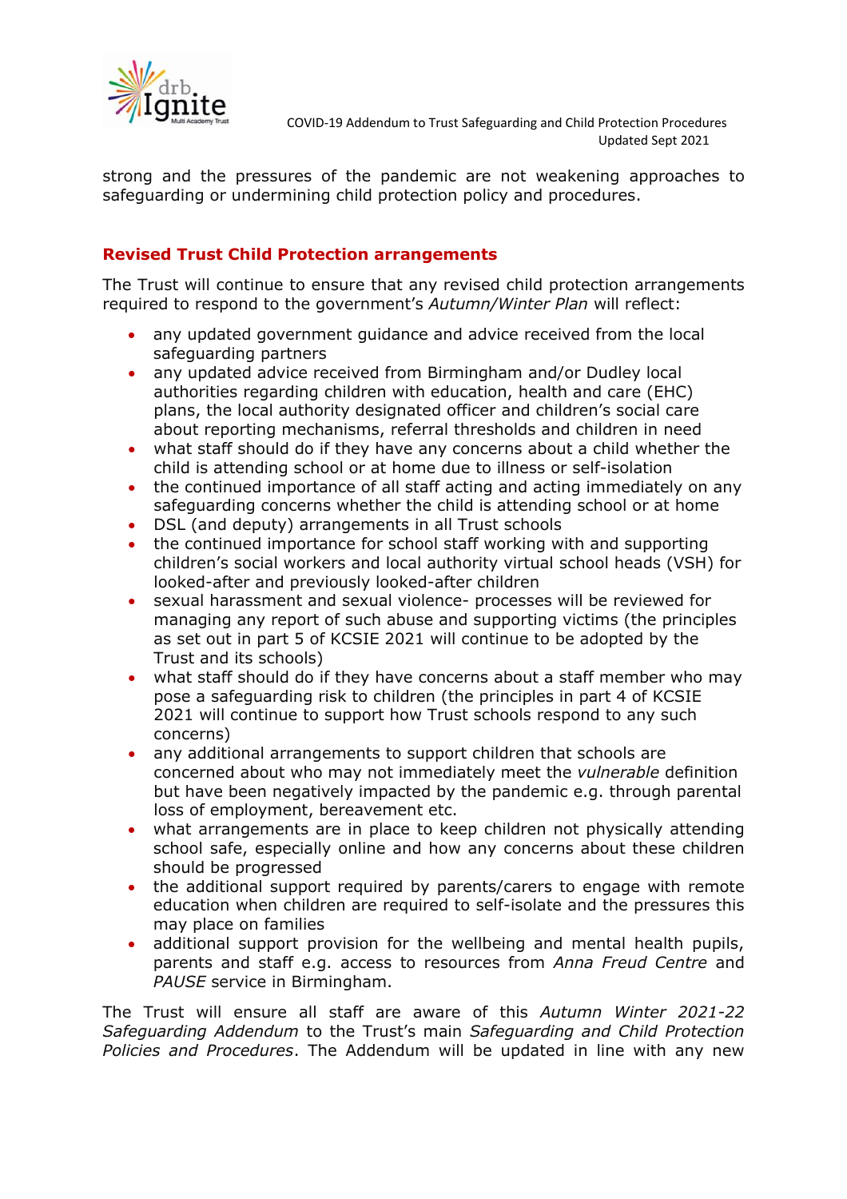strong and the pressures of the pandemic are not weakening approaches to safeguarding or undermining child protection policy and procedures.

### Revised Trust Child Protection arrangements

The Trust will continue to ensure that any revised child protection arrangements required to respond to the government's *Autumn/Winter Plan* will reflect:

- any updated government guidance and advice received from the local safeguarding partners
- any updated advice received from Birmingham and/or Dudley local authorities regarding children with education, health and care (EHC) plans, the local authority designated officer and children's social care about reporting mechanisms, referral thresholds and children in need
- what staff should do if they have any concerns about a child whether the child is attending school or at home due to illness or self-isolation
- the continued importance of all staff acting and acting immediately on any safeguarding concerns whether the child is attending school or at home
- DSL (and deputy) arrangements in all Trust schools
- the continued importance for school staff working with and supporting children's social workers and local authority virtual school heads (VSH) for looked-after and previously looked-after children
- sexual harassment and sexual violence- processes will be reviewed for managing any report of such abuse and supporting victims (the principles as set out in part 5 of KCSIE 2021 will continue to be adopted by the Trust and its schools)
- what staff should do if they have concerns about a staff member who may pose a safeguarding risk to children (the principles in part 4 of KCSIE 2021 will continue to support how Trust schools respond to any such concerns)
- any additional arrangements to support children that schools are concerned about who may not immediately meet the *vulnerable* definition but have been negatively impacted by the pandemic e.g. through parental loss of employment, bereavement etc.
- what arrangements are in place to keep children not physically attending school safe, especially online and how any concerns about these children should be progressed
- the additional support required by parents/carers to engage with remote education when children are required to self-isolate and the pressures this may place on families
- additional support provision for the wellbeing and mental health pupils, parents and staff e.g. access to resources from *Anna Freud Centre* and *PAUSE* service in Birmingham.

The Trust will ensure all staff are aware of this *Autumn Winter 2021-22 Safeguarding Addendum* to the Trust's main *Safeguarding and Child Protection Policies and Procedures*. The Addendum will be updated in line with any new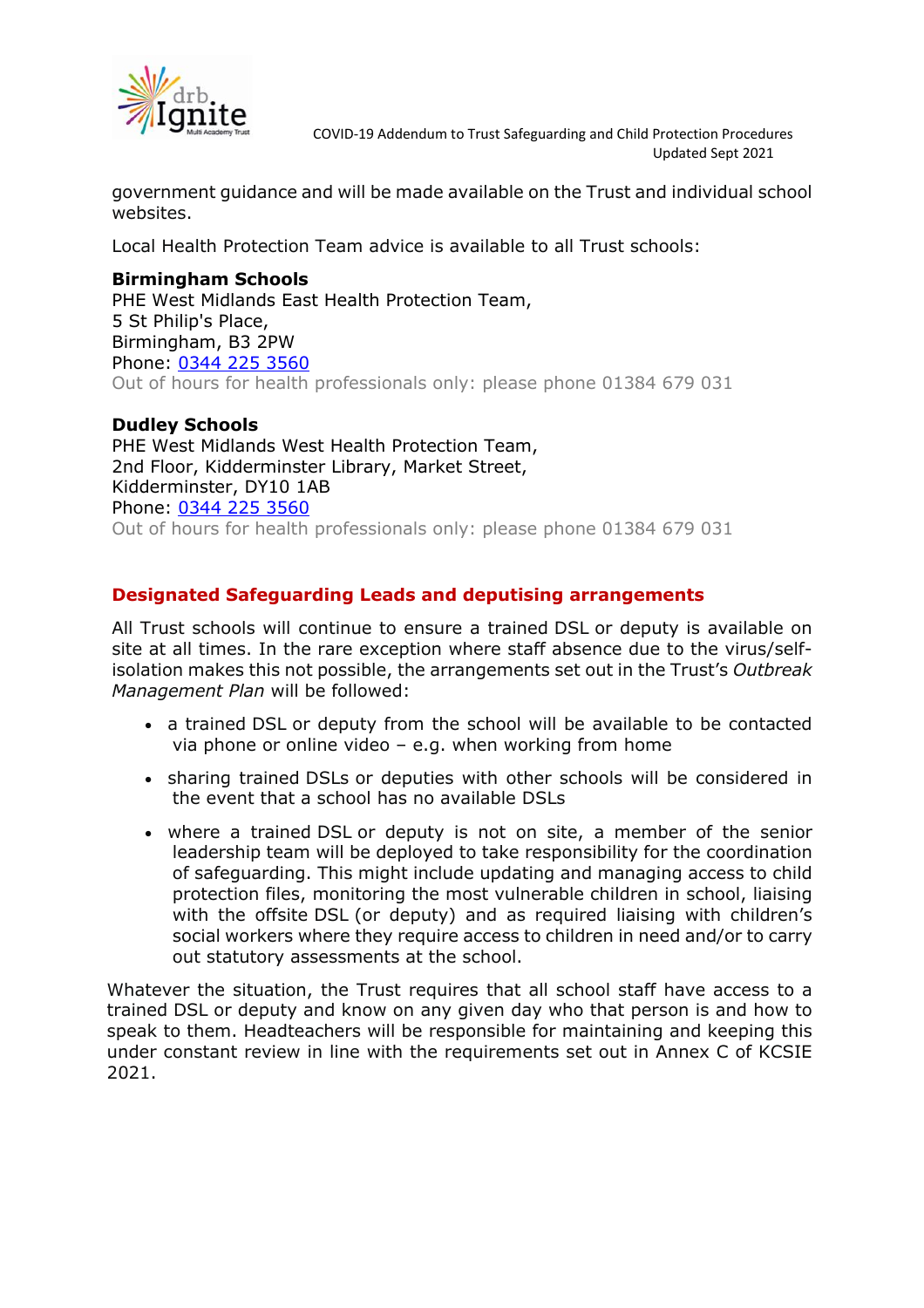government guidance and will be made available on the Trust and individual school websites.

Local Health Protection Team advice is available to all Trust schools:

**Birmingham Schools**
PHE West Midlands East Health Protection Team,
5 St Philip's Place,
Birmingham, B3 2PW
Phone: 0344 225 3560
Out of hours for health professionals only: please phone 01384 679 031

**Dudley Schools**
PHE West Midlands West Health Protection Team,
2nd Floor, Kidderminster Library, Market Street,
Kidderminster, DY10 1AB
Phone: 0344 225 3560
Out of hours for health professionals only: please phone 01384 679 031

## Designated Safeguarding Leads and deputising arrangements

All Trust schools will continue to ensure a trained DSL or deputy is available on site at all times. In the rare exception where staff absence due to the virus/self-isolation makes this not possible, the arrangements set out in the Trust's *Outbreak Management Plan* will be followed:

- a trained DSL or deputy from the school will be available to be contacted via phone or online video – e.g. when working from home
- sharing trained DSLs or deputies with other schools will be considered in the event that a school has no available DSLs
- where a trained DSL or deputy is not on site, a member of the senior leadership team will be deployed to take responsibility for the coordination of safeguarding. This might include updating and managing access to child protection files, monitoring the most vulnerable children in school, liaising with the offsite DSL (or deputy) and as required liaising with children's social workers where they require access to children in need and/or to carry out statutory assessments at the school.

Whatever the situation, the Trust requires that all school staff have access to a trained DSL or deputy and know on any given day who that person is and how to speak to them. Headteachers will be responsible for maintaining and keeping this under constant review in line with the requirements set out in Annex C of KCSIE 2021.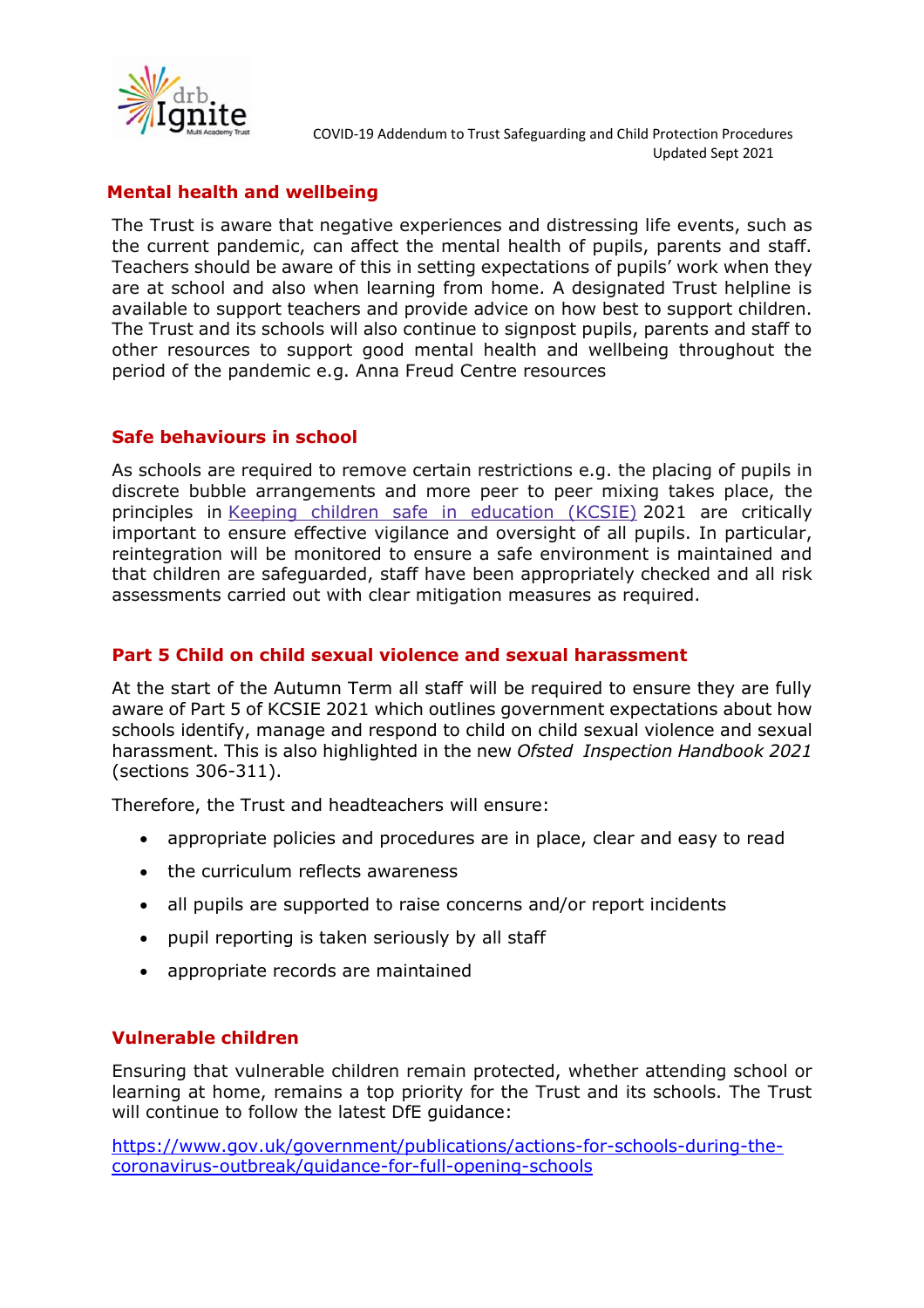## Mental health and wellbeing

The Trust is aware that negative experiences and distressing life events, such as the current pandemic, can affect the mental health of pupils, parents and staff. Teachers should be aware of this in setting expectations of pupils' work when they are at school and also when learning from home. A designated Trust helpline is available to support teachers and provide advice on how best to support children. The Trust and its schools will also continue to signpost pupils, parents and staff to other resources to support good mental health and wellbeing throughout the period of the pandemic e.g. Anna Freud Centre resources

## Safe behaviours in school

As schools are required to remove certain restrictions e.g. the placing of pupils in discrete bubble arrangements and more peer to peer mixing takes place, the principles in Keeping children safe in education (KCSIE) 2021 are critically important to ensure effective vigilance and oversight of all pupils. In particular, reintegration will be monitored to ensure a safe environment is maintained and that children are safeguarded, staff have been appropriately checked and all risk assessments carried out with clear mitigation measures as required.

## Part 5 Child on child sexual violence and sexual harassment

At the start of the Autumn Term all staff will be required to ensure they are fully aware of Part 5 of KCSIE 2021 which outlines government expectations about how schools identify, manage and respond to child on child sexual violence and sexual harassment. This is also highlighted in the new *Ofsted Inspection Handbook 2021* (sections 306-311).

Therefore, the Trust and headteachers will ensure:

- appropriate policies and procedures are in place, clear and easy to read
- the curriculum reflects awareness
- all pupils are supported to raise concerns and/or report incidents
- pupil reporting is taken seriously by all staff
- appropriate records are maintained

## Vulnerable children

Ensuring that vulnerable children remain protected, whether attending school or learning at home, remains a top priority for the Trust and its schools. The Trust will continue to follow the latest DfE guidance:

https://www.gov.uk/government/publications/actions-for-schools-during-the-coronavirus-outbreak/guidance-for-full-opening-schools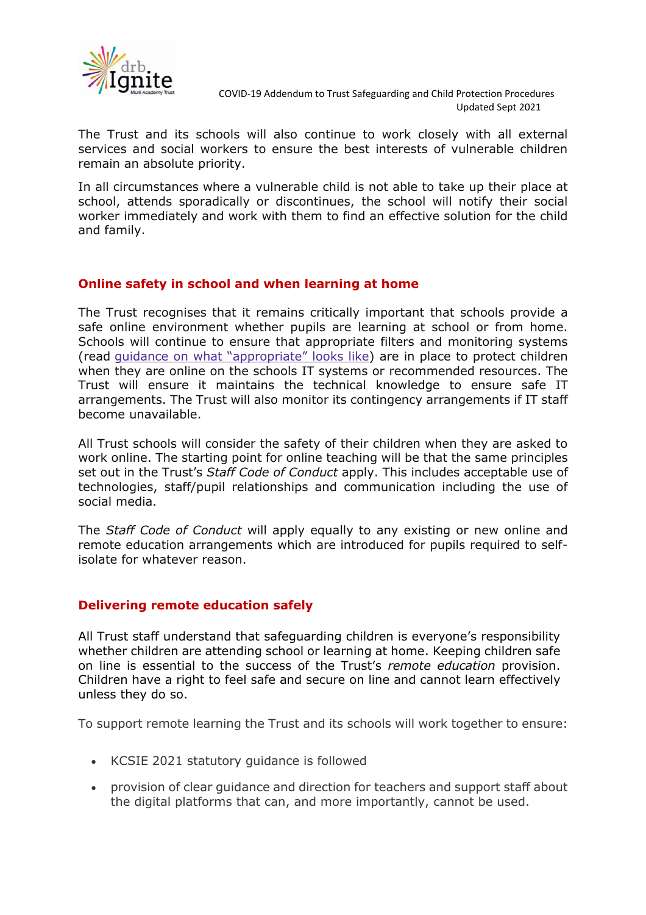The Trust and its schools will also continue to work closely with all external services and social workers to ensure the best interests of vulnerable children remain an absolute priority.

In all circumstances where a vulnerable child is not able to take up their place at school, attends sporadically or discontinues, the school will notify their social worker immediately and work with them to find an effective solution for the child and family.

## Online safety in school and when learning at home

The Trust recognises that it remains critically important that schools provide a safe online environment whether pupils are learning at school or from home. Schools will continue to ensure that appropriate filters and monitoring systems (read guidance on what "appropriate" looks like) are in place to protect children when they are online on the schools IT systems or recommended resources. The Trust will ensure it maintains the technical knowledge to ensure safe IT arrangements. The Trust will also monitor its contingency arrangements if IT staff become unavailable.

All Trust schools will consider the safety of their children when they are asked to work online. The starting point for online teaching will be that the same principles set out in the Trust's *Staff Code of Conduct* apply. This includes acceptable use of technologies, staff/pupil relationships and communication including the use of social media.

The *Staff Code of Conduct* will apply equally to any existing or new online and remote education arrangements which are introduced for pupils required to self-isolate for whatever reason.

## Delivering remote education safely

All Trust staff understand that safeguarding children is everyone's responsibility whether children are attending school or learning at home. Keeping children safe on line is essential to the success of the Trust's *remote education* provision. Children have a right to feel safe and secure on line and cannot learn effectively unless they do so.

To support remote learning the Trust and its schools will work together to ensure:

- KCSIE 2021 statutory guidance is followed
- provision of clear guidance and direction for teachers and support staff about the digital platforms that can, and more importantly, cannot be used.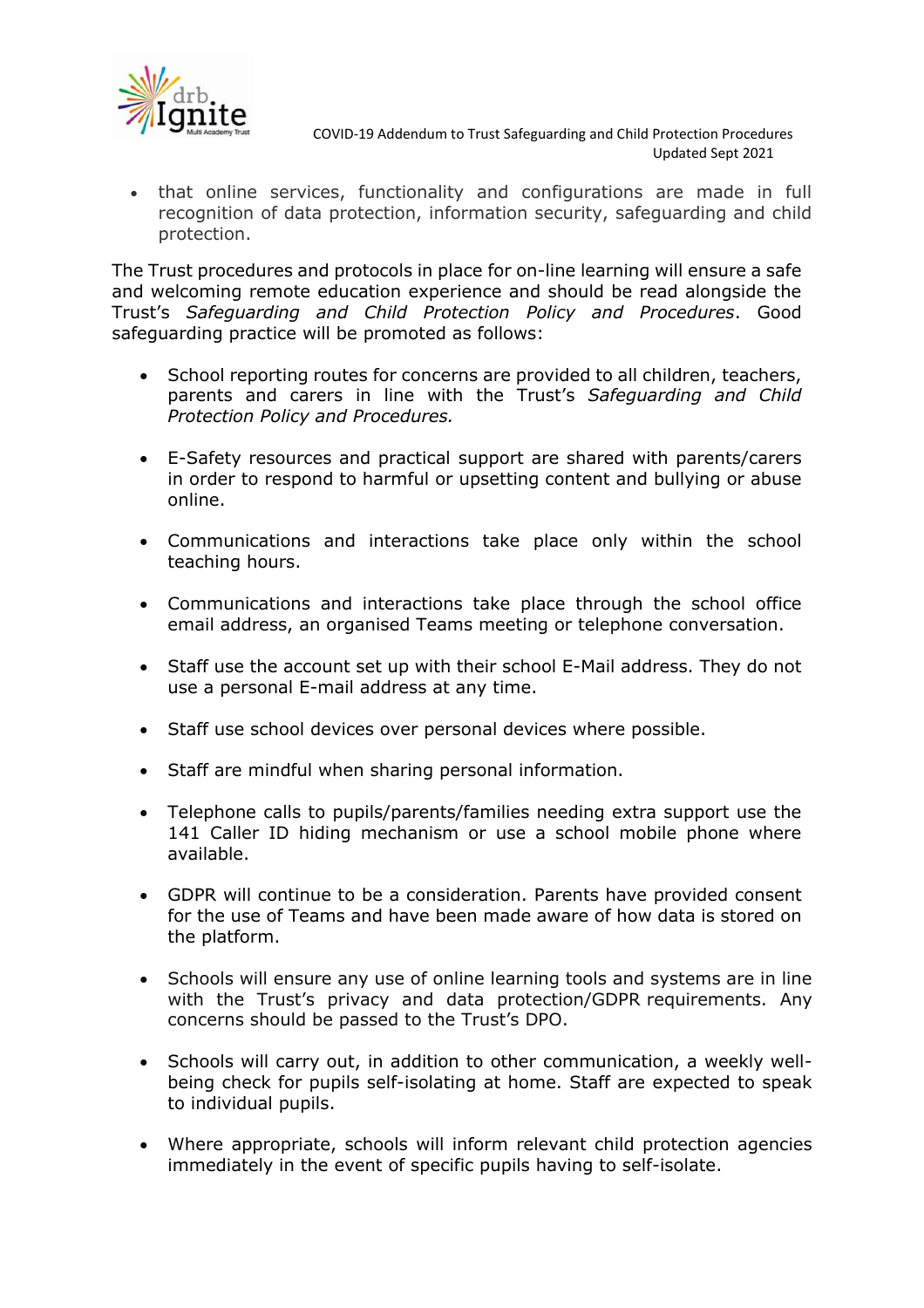- that online services, functionality and configurations are made in full recognition of data protection, information security, safeguarding and child protection.

The Trust procedures and protocols in place for on-line learning will ensure a safe and welcoming remote education experience and should be read alongside the Trust's *Safeguarding and Child Protection Policy and Procedures*. Good safeguarding practice will be promoted as follows:

- School reporting routes for concerns are provided to all children, teachers, parents and carers in line with the Trust's *Safeguarding and Child Protection Policy and Procedures.*

- E-Safety resources and practical support are shared with parents/carers in order to respond to harmful or upsetting content and bullying or abuse online.

- Communications and interactions take place only within the school teaching hours.

- Communications and interactions take place through the school office email address, an organised Teams meeting or telephone conversation.

- Staff use the account set up with their school E-Mail address. They do not use a personal E-mail address at any time.

- Staff use school devices over personal devices where possible.

- Staff are mindful when sharing personal information.

- Telephone calls to pupils/parents/families needing extra support use the 141 Caller ID hiding mechanism or use a school mobile phone where available.

- GDPR will continue to be a consideration. Parents have provided consent for the use of Teams and have been made aware of how data is stored on the platform.

- Schools will ensure any use of online learning tools and systems are in line with the Trust's privacy and data protection/GDPR requirements. Any concerns should be passed to the Trust's DPO.

- Schools will carry out, in addition to other communication, a weekly well-being check for pupils self-isolating at home. Staff are expected to speak to individual pupils.

- Where appropriate, schools will inform relevant child protection agencies immediately in the event of specific pupils having to self-isolate.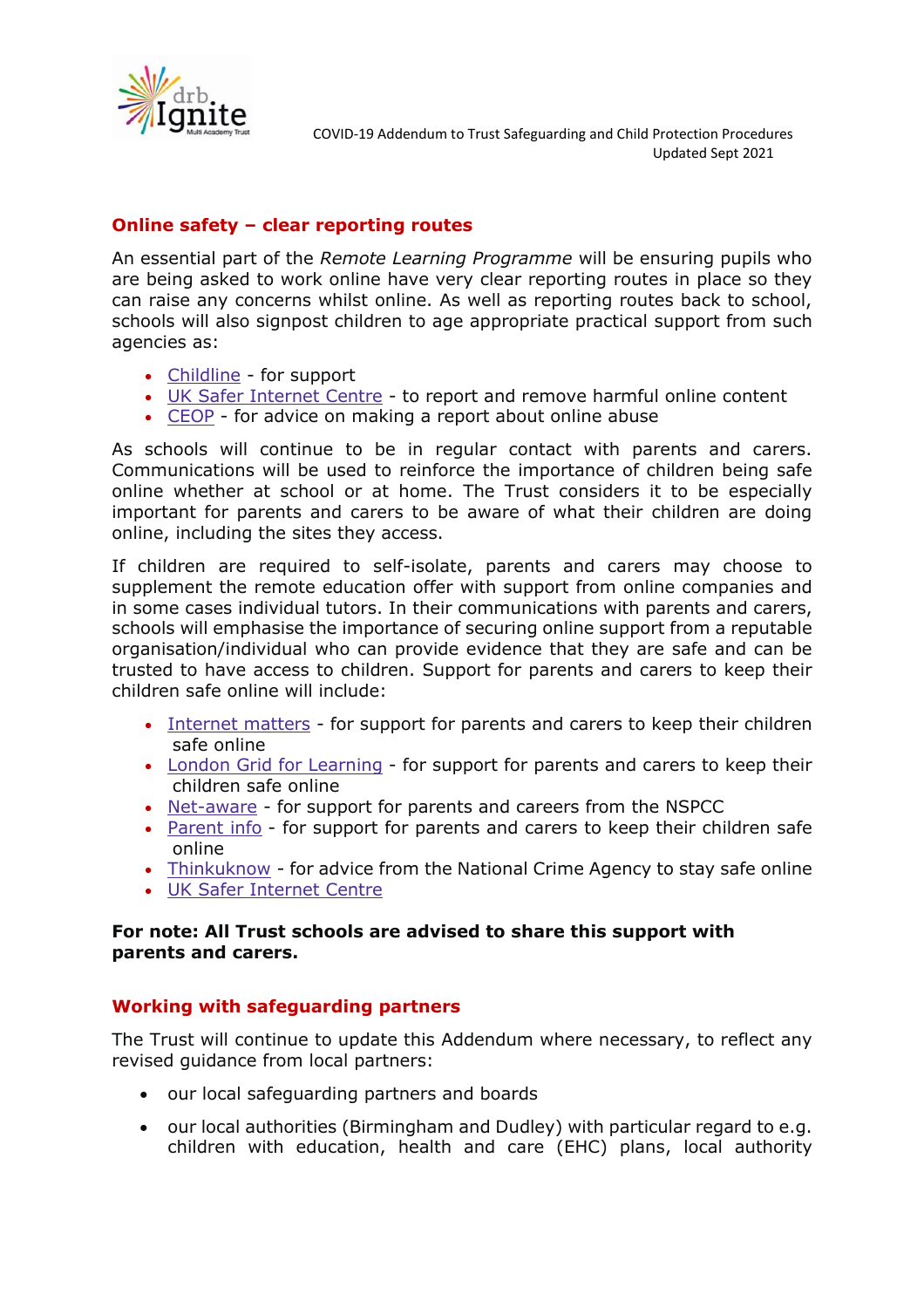## Online safety – clear reporting routes

An essential part of the *Remote Learning Programme* will be ensuring pupils who are being asked to work online have very clear reporting routes in place so they can raise any concerns whilst online. As well as reporting routes back to school, schools will also signpost children to age appropriate practical support from such agencies as:

- Childline - for support
- UK Safer Internet Centre - to report and remove harmful online content
- CEOP - for advice on making a report about online abuse

As schools will continue to be in regular contact with parents and carers. Communications will be used to reinforce the importance of children being safe online whether at school or at home. The Trust considers it to be especially important for parents and carers to be aware of what their children are doing online, including the sites they access.

If children are required to self-isolate, parents and carers may choose to supplement the remote education offer with support from online companies and in some cases individual tutors. In their communications with parents and carers, schools will emphasise the importance of securing online support from a reputable organisation/individual who can provide evidence that they are safe and can be trusted to have access to children. Support for parents and carers to keep their children safe online will include:

- Internet matters - for support for parents and carers to keep their children safe online
- London Grid for Learning - for support for parents and carers to keep their children safe online
- Net-aware - for support for parents and careers from the NSPCC
- Parent info - for support for parents and carers to keep their children safe online
- Thinkuknow - for advice from the National Crime Agency to stay safe online
- UK Safer Internet Centre

**For note: All Trust schools are advised to share this support with parents and carers.**

## Working with safeguarding partners

The Trust will continue to update this Addendum where necessary, to reflect any revised guidance from local partners:

- our local safeguarding partners and boards
- our local authorities (Birmingham and Dudley) with particular regard to e.g. children with education, health and care (EHC) plans, local authority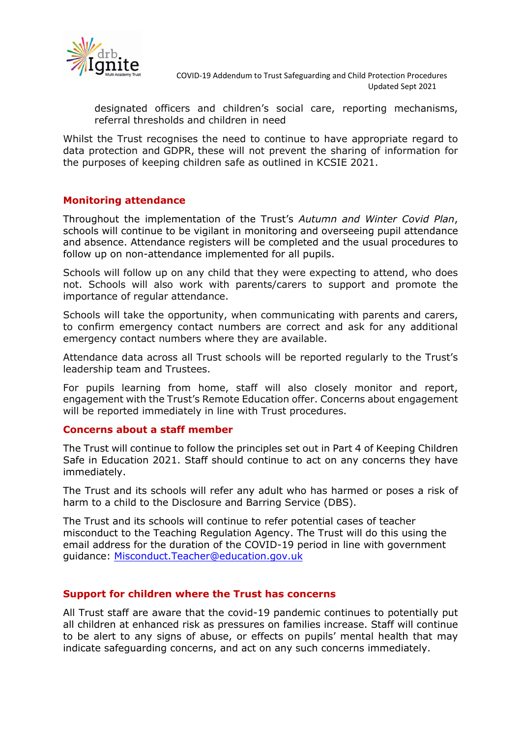designated officers and children's social care, reporting mechanisms, referral thresholds and children in need

Whilst the Trust recognises the need to continue to have appropriate regard to data protection and GDPR, these will not prevent the sharing of information for the purposes of keeping children safe as outlined in KCSIE 2021.

## Monitoring attendance

Throughout the implementation of the Trust's *Autumn and Winter Covid Plan*, schools will continue to be vigilant in monitoring and overseeing pupil attendance and absence. Attendance registers will be completed and the usual procedures to follow up on non-attendance implemented for all pupils.

Schools will follow up on any child that they were expecting to attend, who does not. Schools will also work with parents/carers to support and promote the importance of regular attendance.

Schools will take the opportunity, when communicating with parents and carers, to confirm emergency contact numbers are correct and ask for any additional emergency contact numbers where they are available.

Attendance data across all Trust schools will be reported regularly to the Trust's leadership team and Trustees.

For pupils learning from home, staff will also closely monitor and report, engagement with the Trust's Remote Education offer. Concerns about engagement will be reported immediately in line with Trust procedures.

## Concerns about a staff member

The Trust will continue to follow the principles set out in Part 4 of Keeping Children Safe in Education 2021. Staff should continue to act on any concerns they have immediately.

The Trust and its schools will refer any adult who has harmed or poses a risk of harm to a child to the Disclosure and Barring Service (DBS).

The Trust and its schools will continue to refer potential cases of teacher misconduct to the Teaching Regulation Agency. The Trust will do this using the email address for the duration of the COVID-19 period in line with government guidance: Misconduct.Teacher@education.gov.uk

## Support for children where the Trust has concerns

All Trust staff are aware that the covid-19 pandemic continues to potentially put all children at enhanced risk as pressures on families increase. Staff will continue to be alert to any signs of abuse, or effects on pupils' mental health that may indicate safeguarding concerns, and act on any such concerns immediately.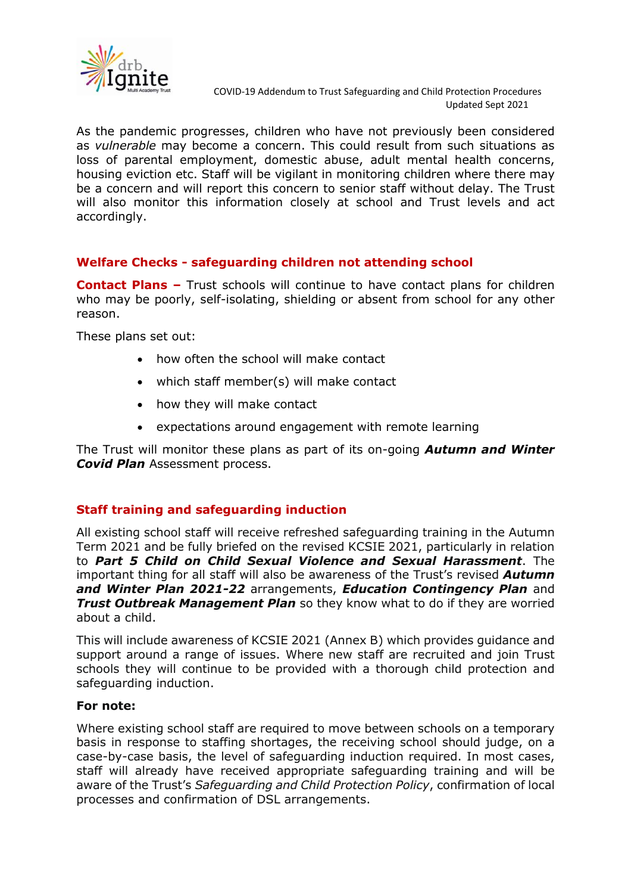As the pandemic progresses, children who have not previously been considered as *vulnerable* may become a concern. This could result from such situations as loss of parental employment, domestic abuse, adult mental health concerns, housing eviction etc. Staff will be vigilant in monitoring children where there may be a concern and will report this concern to senior staff without delay. The Trust will also monitor this information closely at school and Trust levels and act accordingly.

## Welfare Checks - safeguarding children not attending school

**Contact Plans –** Trust schools will continue to have contact plans for children who may be poorly, self-isolating, shielding or absent from school for any other reason.

These plans set out:

- how often the school will make contact
- which staff member(s) will make contact
- how they will make contact
- expectations around engagement with remote learning

The Trust will monitor these plans as part of its on-going ***Autumn and Winter Covid Plan*** Assessment process.

## Staff training and safeguarding induction

All existing school staff will receive refreshed safeguarding training in the Autumn Term 2021 and be fully briefed on the revised KCSIE 2021, particularly in relation to ***Part 5 Child on Child Sexual Violence and Sexual Harassment***. The important thing for all staff will also be awareness of the Trust's revised ***Autumn and Winter Plan 2021-22*** arrangements, ***Education Contingency Plan*** and ***Trust Outbreak Management Plan*** so they know what to do if they are worried about a child.

This will include awareness of KCSIE 2021 (Annex B) which provides guidance and support around a range of issues. Where new staff are recruited and join Trust schools they will continue to be provided with a thorough child protection and safeguarding induction.

**For note:**

Where existing school staff are required to move between schools on a temporary basis in response to staffing shortages, the receiving school should judge, on a case-by-case basis, the level of safeguarding induction required. In most cases, staff will already have received appropriate safeguarding training and will be aware of the Trust's *Safeguarding and Child Protection Policy*, confirmation of local processes and confirmation of DSL arrangements.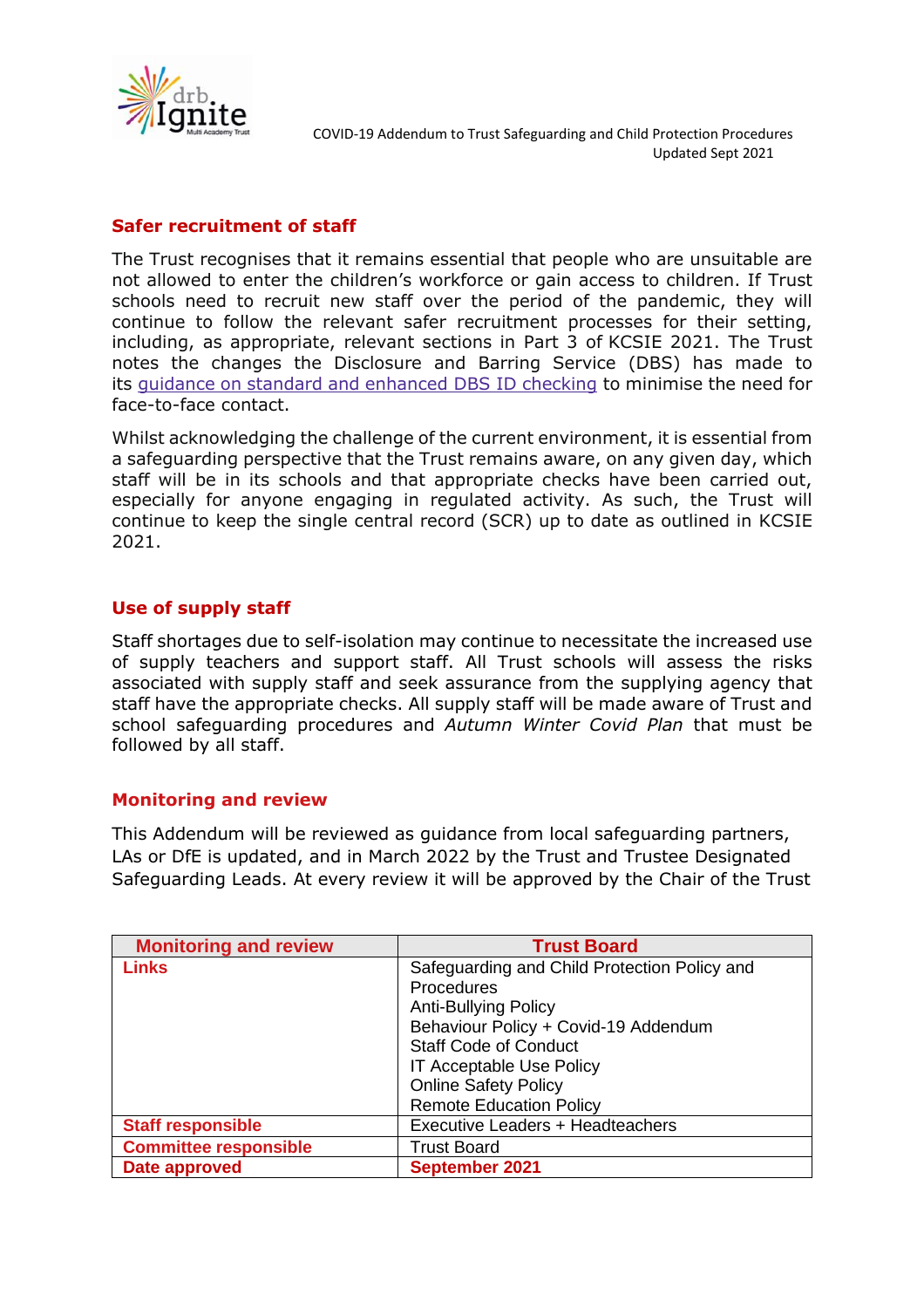## Safer recruitment of staff

The Trust recognises that it remains essential that people who are unsuitable are not allowed to enter the children's workforce or gain access to children. If Trust schools need to recruit new staff over the period of the pandemic, they will continue to follow the relevant safer recruitment processes for their setting, including, as appropriate, relevant sections in Part 3 of KCSIE 2021. The Trust notes the changes the Disclosure and Barring Service (DBS) has made to its guidance on standard and enhanced DBS ID checking to minimise the need for face-to-face contact.

Whilst acknowledging the challenge of the current environment, it is essential from a safeguarding perspective that the Trust remains aware, on any given day, which staff will be in its schools and that appropriate checks have been carried out, especially for anyone engaging in regulated activity. As such, the Trust will continue to keep the single central record (SCR) up to date as outlined in KCSIE 2021.

## Use of supply staff

Staff shortages due to self-isolation may continue to necessitate the increased use of supply teachers and support staff. All Trust schools will assess the risks associated with supply staff and seek assurance from the supplying agency that staff have the appropriate checks. All supply staff will be made aware of Trust and school safeguarding procedures and *Autumn Winter Covid Plan* that must be followed by all staff.

## Monitoring and review

This Addendum will be reviewed as guidance from local safeguarding partners, LAs or DfE is updated, and in March 2022 by the Trust and Trustee Designated Safeguarding Leads. At every review it will be approved by the Chair of the Trust

| **Monitoring and review** | **Trust Board** |
|---|---|
| **Links** | Safeguarding and Child Protection Policy and Procedures<br>Anti-Bullying Policy<br>Behaviour Policy + Covid-19 Addendum<br>Staff Code of Conduct<br>IT Acceptable Use Policy<br>Online Safety Policy<br>Remote Education Policy |
| **Staff responsible** | Executive Leaders + Headteachers |
| **Committee responsible** | Trust Board |
| **Date approved** | **September 2021** |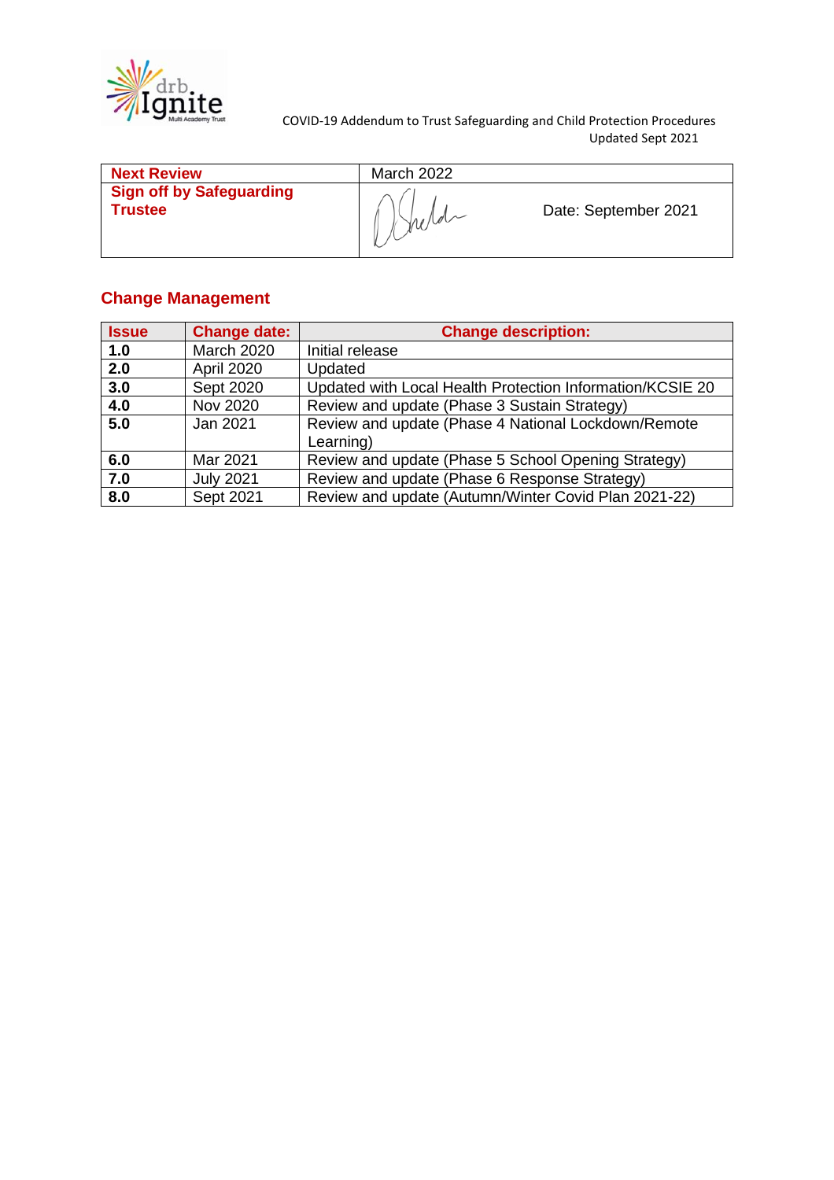COVID-19 Addendum to Trust Safeguarding and Child Protection Procedures
Updated Sept 2021

| | | |
|---|---|---|
| **Next Review** | March 2022 | |
| **Sign off by Safeguarding Trustee** | D Sheldon | Date: September 2021 |

## Change Management

| Issue | Change date: | Change description: |
|---|---|---|
| **1.0** | March 2020 | Initial release |
| **2.0** | April 2020 | Updated |
| **3.0** | Sept 2020 | Updated with Local Health Protection Information/KCSIE 20 |
| **4.0** | Nov 2020 | Review and update (Phase 3 Sustain Strategy) |
| **5.0** | Jan 2021 | Review and update (Phase 4 National Lockdown/Remote Learning) |
| **6.0** | Mar 2021 | Review and update (Phase 5 School Opening Strategy) |
| **7.0** | July 2021 | Review and update (Phase 6 Response Strategy) |
| **8.0** | Sept 2021 | Review and update (Autumn/Winter Covid Plan 2021-22) |